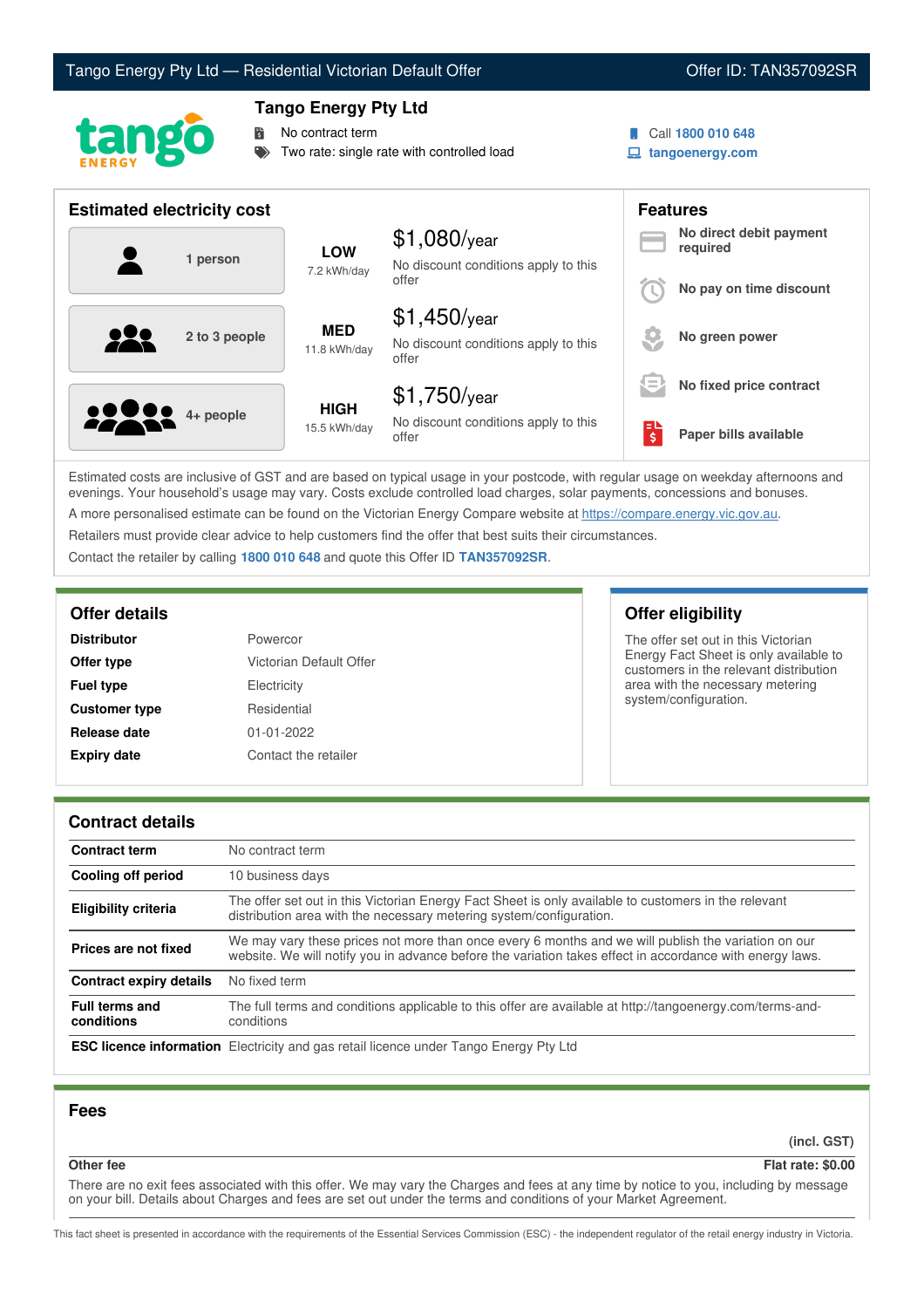# Tango Energy Pty Ltd — Residential Victorian Default Offer

Offer ID: TAN357092SR

## Tango Energy Pty Ltd

- No contract term
- Two rate: single rate with controlled load

Call **1800 010 648**
**tangoenergy.com**

## Estimated electricity cost

| Household | Usage | Cost |
|---|---|---|
| 1 person | **LOW** 7.2 kWh/day | $1,080/year No discount conditions apply to this offer |
| 2 to 3 people | **MED** 11.8 kWh/day | $1,450/year No discount conditions apply to this offer |
| 4+ people | **HIGH** 15.5 kWh/day | $1,750/year No discount conditions apply to this offer |

## Features

- **No direct debit payment required**
- **No pay on time discount**
- **No green power**
- **No fixed price contract**
- **Paper bills available**

Estimated costs are inclusive of GST and are based on typical usage in your postcode, with regular usage on weekday afternoons and evenings. Your household's usage may vary. Costs exclude controlled load charges, solar payments, concessions and bonuses.

A more personalised estimate can be found on the Victorian Energy Compare website at https://compare.energy.vic.gov.au.

Retailers must provide clear advice to help customers find the offer that best suits their circumstances.

Contact the retailer by calling **1800 010 648** and quote this Offer ID **TAN357092SR**.

## Offer details

| | |
|---|---|
| **Distributor** | Powercor |
| **Offer type** | Victorian Default Offer |
| **Fuel type** | Electricity |
| **Customer type** | Residential |
| **Release date** | 01-01-2022 |
| **Expiry date** | Contact the retailer |

## Offer eligibility

The offer set out in this Victorian Energy Fact Sheet is only available to customers in the relevant distribution area with the necessary metering system/configuration.

## Contract details

| | |
|---|---|
| **Contract term** | No contract term |
| **Cooling off period** | 10 business days |
| **Eligibility criteria** | The offer set out in this Victorian Energy Fact Sheet is only available to customers in the relevant distribution area with the necessary metering system/configuration. |
| **Prices are not fixed** | We may vary these prices not more than once every 6 months and we will publish the variation on our website. We will notify you in advance before the variation takes effect in accordance with energy laws. |
| **Contract expiry details** | No fixed term |
| **Full terms and conditions** | The full terms and conditions applicable to this offer are available at http://tangoenergy.com/terms-and-conditions |
| **ESC licence information** | Electricity and gas retail licence under Tango Energy Pty Ltd |

## Fees

| | (incl. GST) |
|---|---|
| **Other fee** | **Flat rate: $0.00** |

There are no exit fees associated with this offer. We may vary the Charges and fees at any time by notice to you, including by message on your bill. Details about Charges and fees are set out under the terms and conditions of your Market Agreement.

This fact sheet is presented in accordance with the requirements of the Essential Services Commission (ESC) - the independent regulator of the retail energy industry in Victoria.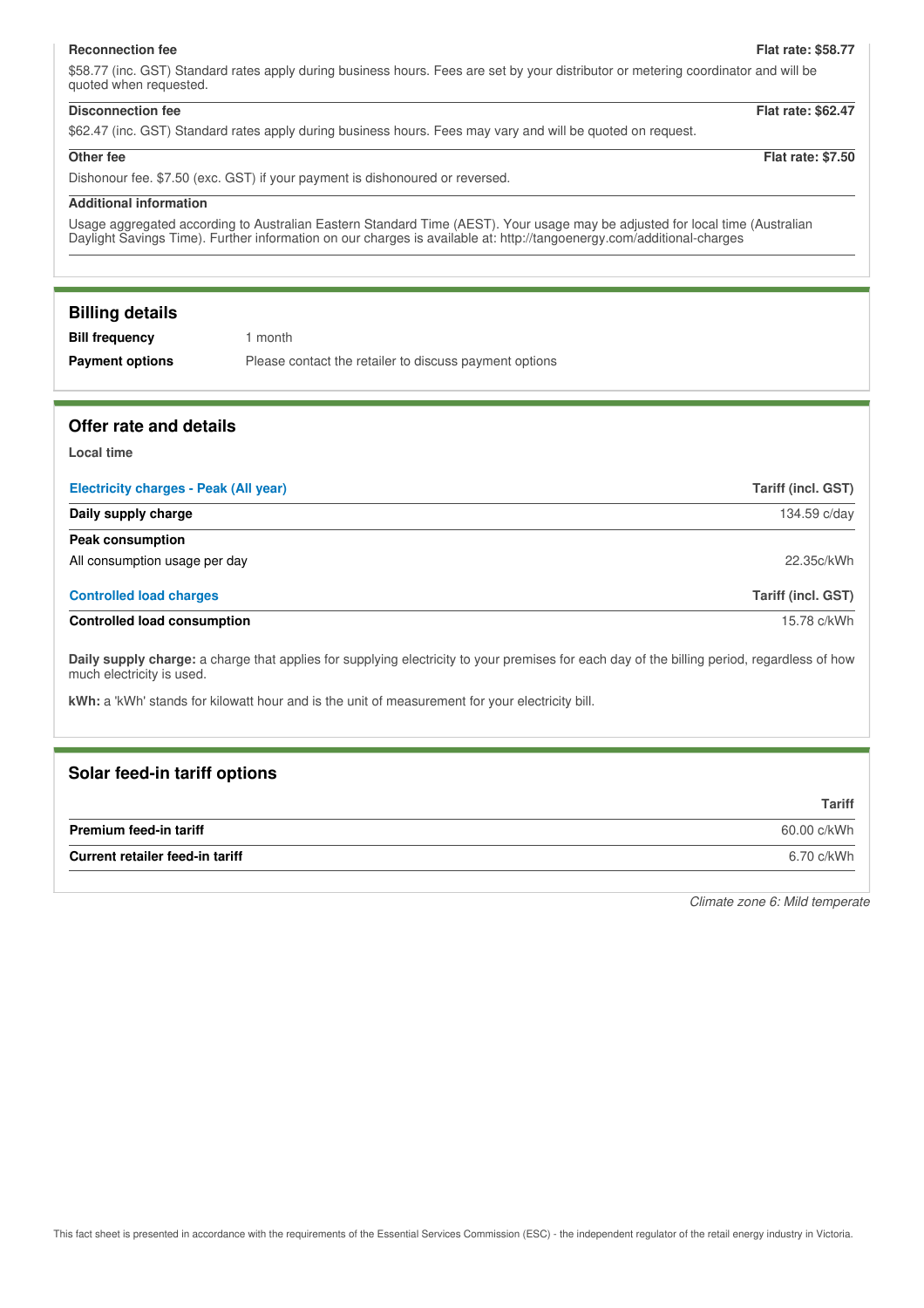| Reconnection fee | Flat rate: $58.77 |
|---|---|
| $58.77 (inc. GST) Standard rates apply during business hours. Fees are set by your distributor or metering coordinator and will be quoted when requested. | |

| Disconnection fee | Flat rate: $62.47 |
|---|---|
| $62.47 (inc. GST) Standard rates apply during business hours. Fees may vary and will be quoted on request. | |

| Other fee | Flat rate: $7.50 |
|---|---|
| Dishonour fee. $7.50 (exc. GST) if your payment is dishonoured or reversed. | |

**Additional information**

Usage aggregated according to Australian Eastern Standard Time (AEST). Your usage may be adjusted for local time (Australian Daylight Savings Time). Further information on our charges is available at: http://tangoenergy.com/additional-charges

## Billing details

| | |
|---|---|
| **Bill frequency** | 1 month |
| **Payment options** | Please contact the retailer to discuss payment options |

## Offer rate and details

**Local time**

| Electricity charges - Peak (All year) | Tariff (incl. GST) |
|---|---|
| **Daily supply charge** | 134.59 c/day |
| **Peak consumption** | |
| All consumption usage per day | 22.35c/kWh |

| Controlled load charges | Tariff (incl. GST) |
|---|---|
| **Controlled load consumption** | 15.78 c/kWh |

**Daily supply charge:** a charge that applies for supplying electricity to your premises for each day of the billing period, regardless of how much electricity is used.

**kWh:** a 'kWh' stands for kilowatt hour and is the unit of measurement for your electricity bill.

## Solar feed-in tariff options

| | Tariff |
|---|---|
| **Premium feed-in tariff** | 60.00 c/kWh |
| **Current retailer feed-in tariff** | 6.70 c/kWh |

*Climate zone 6: Mild temperate*

This fact sheet is presented in accordance with the requirements of the Essential Services Commission (ESC) - the independent regulator of the retail energy industry in Victoria.